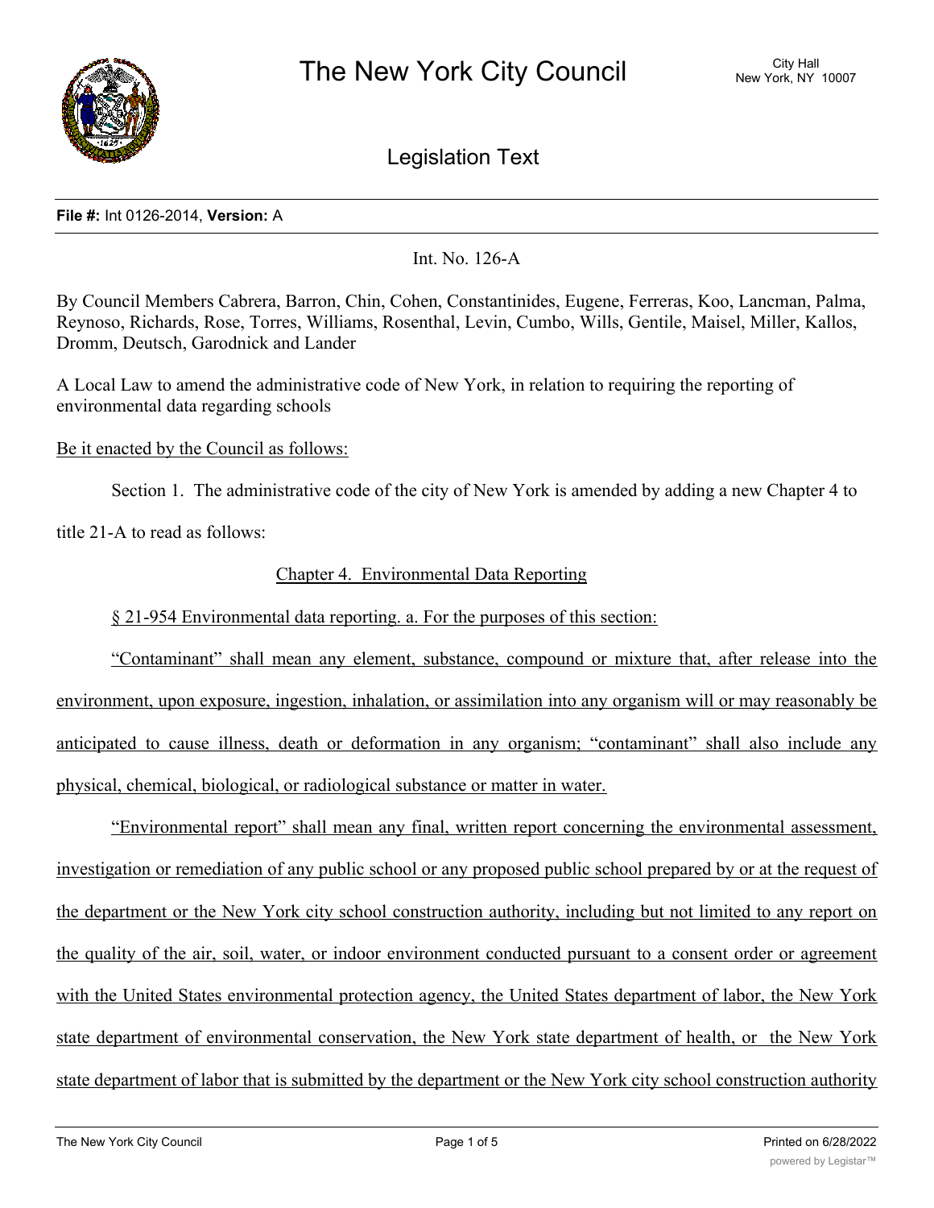# The New York City Council

City Hall
New York, NY 10007

## Legislation Text

**File #:** Int 0126-2014, **Version:** A

Int. No. 126-A

By Council Members Cabrera, Barron, Chin, Cohen, Constantinides, Eugene, Ferreras, Koo, Lancman, Palma, Reynoso, Richards, Rose, Torres, Williams, Rosenthal, Levin, Cumbo, Wills, Gentile, Maisel, Miller, Kallos, Dromm, Deutsch, Garodnick and Lander

A Local Law to amend the administrative code of New York, in relation to requiring the reporting of environmental data regarding schools

Be it enacted by the Council as follows:

Section 1. The administrative code of the city of New York is amended by adding a new Chapter 4 to title 21-A to read as follows:

Chapter 4. Environmental Data Reporting

§ 21-954 Environmental data reporting. a. For the purposes of this section:

"Contaminant" shall mean any element, substance, compound or mixture that, after release into the environment, upon exposure, ingestion, inhalation, or assimilation into any organism will or may reasonably be anticipated to cause illness, death or deformation in any organism; "contaminant" shall also include any physical, chemical, biological, or radiological substance or matter in water.

"Environmental report" shall mean any final, written report concerning the environmental assessment, investigation or remediation of any public school or any proposed public school prepared by or at the request of the department or the New York city school construction authority, including but not limited to any report on the quality of the air, soil, water, or indoor environment conducted pursuant to a consent order or agreement with the United States environmental protection agency, the United States department of labor, the New York state department of environmental conservation, the New York state department of health, or the New York state department of labor that is submitted by the department or the New York city school construction authority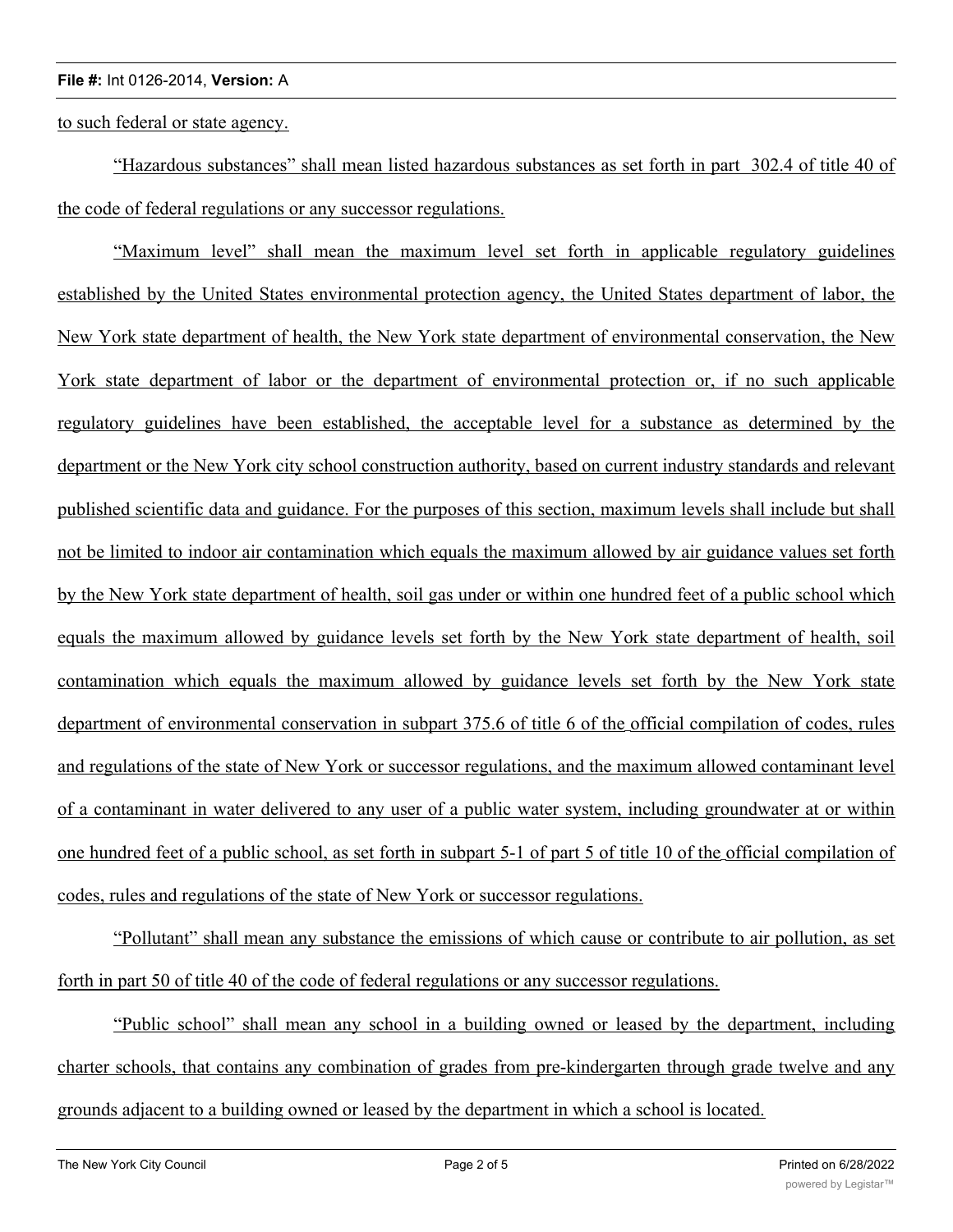to such federal or state agency.

"Hazardous substances" shall mean listed hazardous substances as set forth in part 302.4 of title 40 of the code of federal regulations or any successor regulations.

"Maximum level" shall mean the maximum level set forth in applicable regulatory guidelines established by the United States environmental protection agency, the United States department of labor, the New York state department of health, the New York state department of environmental conservation, the New York state department of labor or the department of environmental protection or, if no such applicable regulatory guidelines have been established, the acceptable level for a substance as determined by the department or the New York city school construction authority, based on current industry standards and relevant published scientific data and guidance. For the purposes of this section, maximum levels shall include but shall not be limited to indoor air contamination which equals the maximum allowed by air guidance values set forth by the New York state department of health, soil gas under or within one hundred feet of a public school which equals the maximum allowed by guidance levels set forth by the New York state department of health, soil contamination which equals the maximum allowed by guidance levels set forth by the New York state department of environmental conservation in subpart 375.6 of title 6 of the official compilation of codes, rules and regulations of the state of New York or successor regulations, and the maximum allowed contaminant level of a contaminant in water delivered to any user of a public water system, including groundwater at or within one hundred feet of a public school, as set forth in subpart 5-1 of part 5 of title 10 of the official compilation of codes, rules and regulations of the state of New York or successor regulations.

"Pollutant" shall mean any substance the emissions of which cause or contribute to air pollution, as set forth in part 50 of title 40 of the code of federal regulations or any successor regulations.

"Public school" shall mean any school in a building owned or leased by the department, including charter schools, that contains any combination of grades from pre-kindergarten through grade twelve and any grounds adjacent to a building owned or leased by the department in which a school is located.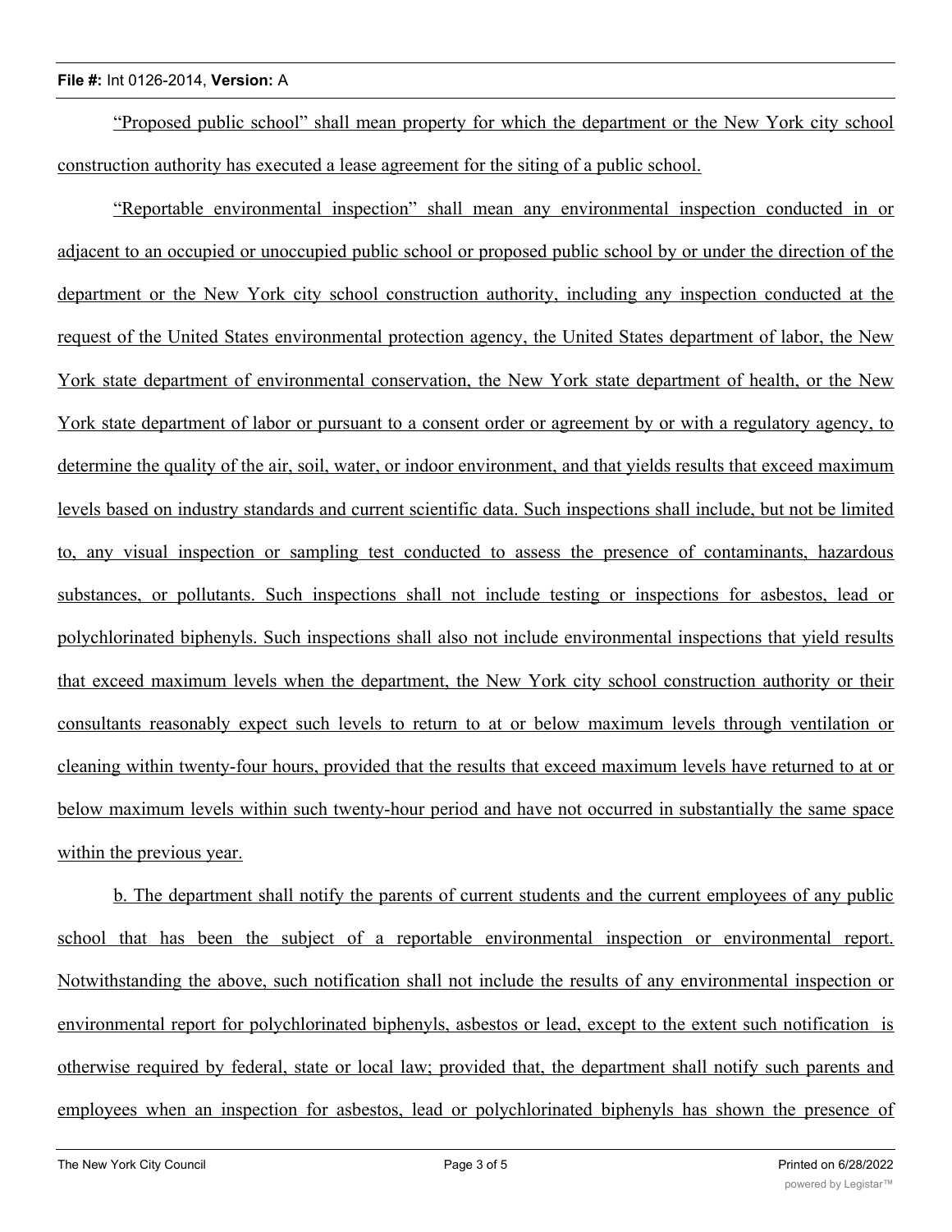"Proposed public school" shall mean property for which the department or the New York city school construction authority has executed a lease agreement for the siting of a public school.

"Reportable environmental inspection" shall mean any environmental inspection conducted in or adjacent to an occupied or unoccupied public school or proposed public school by or under the direction of the department or the New York city school construction authority, including any inspection conducted at the request of the United States environmental protection agency, the United States department of labor, the New York state department of environmental conservation, the New York state department of health, or the New York state department of labor or pursuant to a consent order or agreement by or with a regulatory agency, to determine the quality of the air, soil, water, or indoor environment, and that yields results that exceed maximum levels based on industry standards and current scientific data. Such inspections shall include, but not be limited to, any visual inspection or sampling test conducted to assess the presence of contaminants, hazardous substances, or pollutants. Such inspections shall not include testing or inspections for asbestos, lead or polychlorinated biphenyls. Such inspections shall also not include environmental inspections that yield results that exceed maximum levels when the department, the New York city school construction authority or their consultants reasonably expect such levels to return to at or below maximum levels through ventilation or cleaning within twenty-four hours, provided that the results that exceed maximum levels have returned to at or below maximum levels within such twenty-hour period and have not occurred in substantially the same space within the previous year.

b. The department shall notify the parents of current students and the current employees of any public school that has been the subject of a reportable environmental inspection or environmental report. Notwithstanding the above, such notification shall not include the results of any environmental inspection or environmental report for polychlorinated biphenyls, asbestos or lead, except to the extent such notification is otherwise required by federal, state or local law; provided that, the department shall notify such parents and employees when an inspection for asbestos, lead or polychlorinated biphenyls has shown the presence of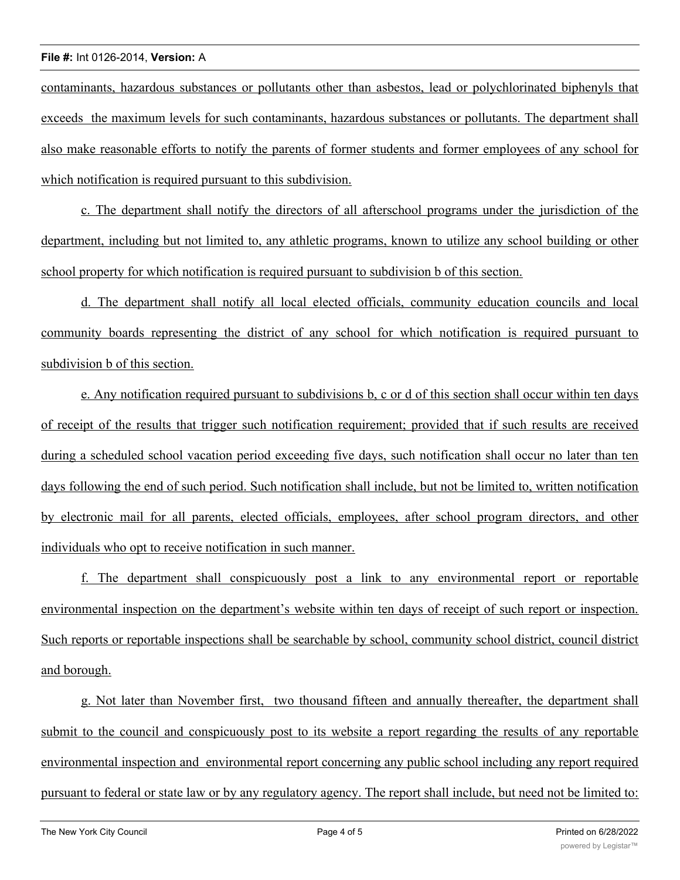contaminants, hazardous substances or pollutants other than asbestos, lead or polychlorinated biphenyls that exceeds the maximum levels for such contaminants, hazardous substances or pollutants. The department shall also make reasonable efforts to notify the parents of former students and former employees of any school for which notification is required pursuant to this subdivision.

c. The department shall notify the directors of all afterschool programs under the jurisdiction of the department, including but not limited to, any athletic programs, known to utilize any school building or other school property for which notification is required pursuant to subdivision b of this section.

d. The department shall notify all local elected officials, community education councils and local community boards representing the district of any school for which notification is required pursuant to subdivision b of this section.

e. Any notification required pursuant to subdivisions b, c or d of this section shall occur within ten days of receipt of the results that trigger such notification requirement; provided that if such results are received during a scheduled school vacation period exceeding five days, such notification shall occur no later than ten days following the end of such period. Such notification shall include, but not be limited to, written notification by electronic mail for all parents, elected officials, employees, after school program directors, and other individuals who opt to receive notification in such manner.

f. The department shall conspicuously post a link to any environmental report or reportable environmental inspection on the department's website within ten days of receipt of such report or inspection. Such reports or reportable inspections shall be searchable by school, community school district, council district and borough.

g. Not later than November first, two thousand fifteen and annually thereafter, the department shall submit to the council and conspicuously post to its website a report regarding the results of any reportable environmental inspection and environmental report concerning any public school including any report required pursuant to federal or state law or by any regulatory agency. The report shall include, but need not be limited to: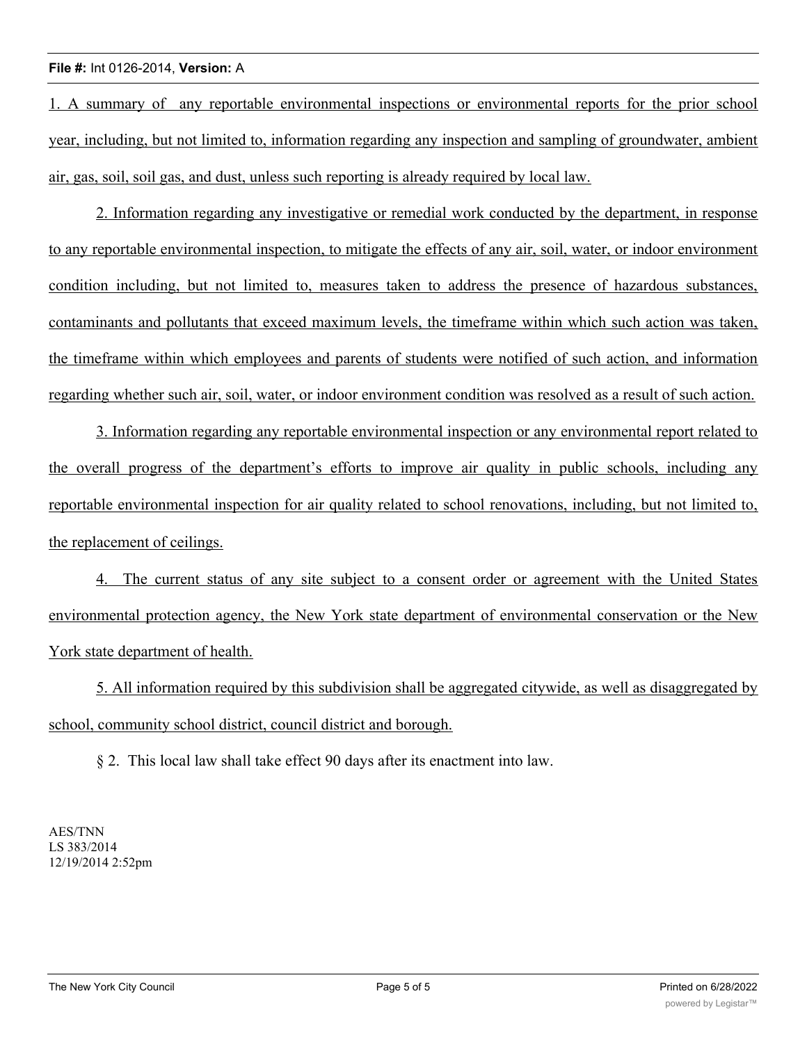1. A summary of any reportable environmental inspections or environmental reports for the prior school year, including, but not limited to, information regarding any inspection and sampling of groundwater, ambient air, gas, soil, soil gas, and dust, unless such reporting is already required by local law.

2. Information regarding any investigative or remedial work conducted by the department, in response to any reportable environmental inspection, to mitigate the effects of any air, soil, water, or indoor environment condition including, but not limited to, measures taken to address the presence of hazardous substances, contaminants and pollutants that exceed maximum levels, the timeframe within which such action was taken, the timeframe within which employees and parents of students were notified of such action, and information regarding whether such air, soil, water, or indoor environment condition was resolved as a result of such action.

3. Information regarding any reportable environmental inspection or any environmental report related to the overall progress of the department's efforts to improve air quality in public schools, including any reportable environmental inspection for air quality related to school renovations, including, but not limited to, the replacement of ceilings.

4. The current status of any site subject to a consent order or agreement with the United States environmental protection agency, the New York state department of environmental conservation or the New York state department of health.

5. All information required by this subdivision shall be aggregated citywide, as well as disaggregated by school, community school district, council district and borough.

§ 2. This local law shall take effect 90 days after its enactment into law.

AES/TNN
LS 383/2014
12/19/2014 2:52pm